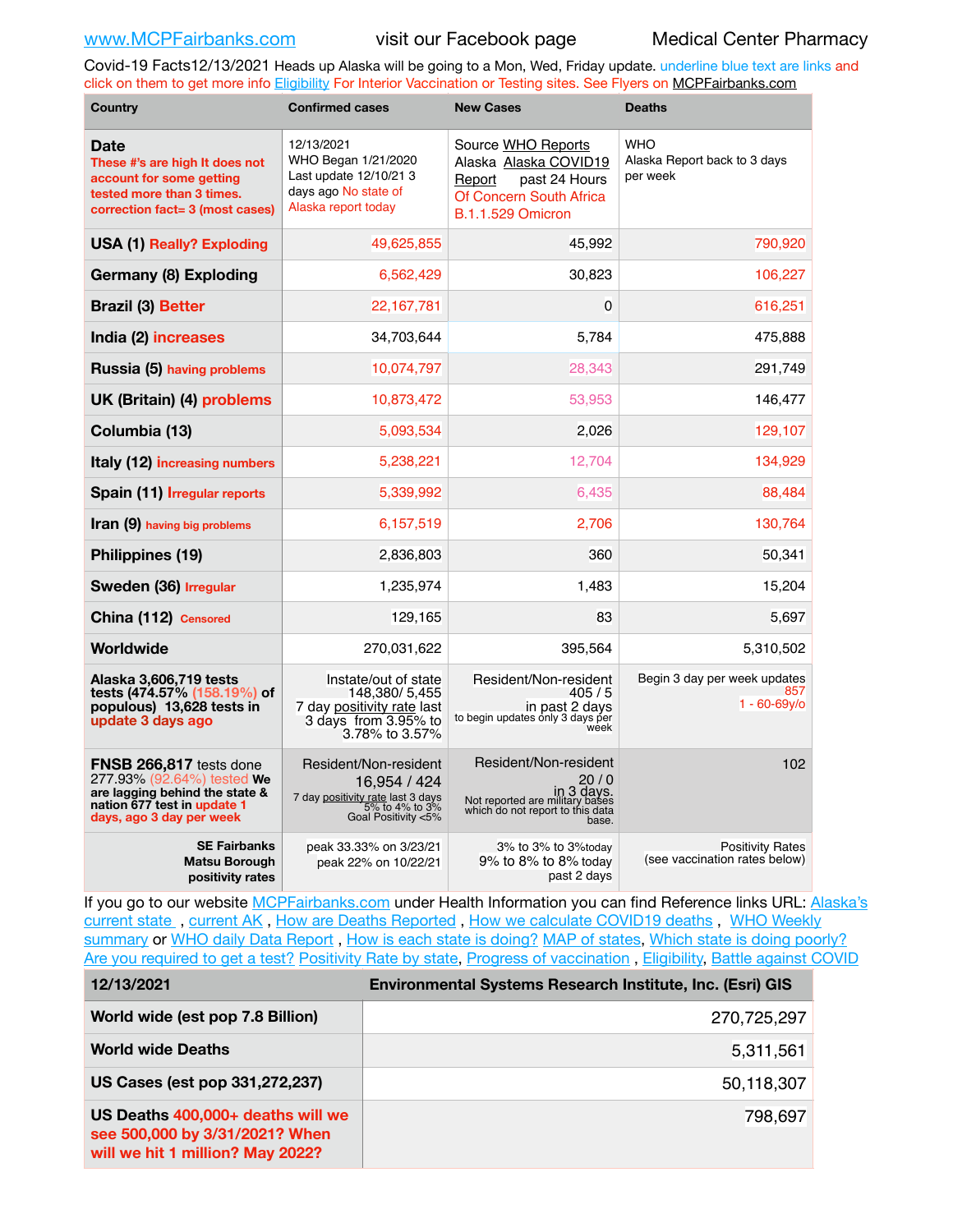www.MCPFairbanks.com visit our Facebook page Medical Center Pharmacy

Covid-19 Facts12/13/2021 Heads up Alaska will be going to a Mon, Wed, Friday update. underline blue text are links and click on them to get more info Eligibility For Interior Vaccination or Testing sites. See Flyers on MCPFairbanks.com

| Country | Confirmed cases | New Cases | Deaths |
|---|---|---|---|
| **Date** These #'s are high It does not account for some getting tested more than 3 times. correction fact= 3 (most cases) | 12/13/2021 WHO Began 1/21/2020 Last update 12/10/21 3 days ago No state of Alaska report today | Source WHO Reports Alaska Alaska COVID19 Report past 24 Hours Of Concern South Africa B.1.1.529 Omicron | WHO Alaska Report back to 3 days per week |
| **USA (1)** Really? Exploding | 49,625,855 | 45,992 | 790,920 |
| **Germany (8) Exploding** | 6,562,429 | 30,823 | 106,227 |
| **Brazil (3)** Better | 22,167,781 | 0 | 616,251 |
| **India (2)** increases | 34,703,644 | 5,784 | 475,888 |
| **Russia (5)** having problems | 10,074,797 | 28,343 | 291,749 |
| **UK (Britain) (4)** problems | 10,873,472 | 53,953 | 146,477 |
| **Columbia (13)** | 5,093,534 | 2,026 | 129,107 |
| **Italy (12)** increasing numbers | 5,238,221 | 12,704 | 134,929 |
| **Spain (11)** Irregular reports | 5,339,992 | 6,435 | 88,484 |
| **Iran (9)** having big problems | 6,157,519 | 2,706 | 130,764 |
| **Philippines (19)** | 2,836,803 | 360 | 50,341 |
| **Sweden (36)** Irregular | 1,235,974 | 1,483 | 15,204 |
| **China (112)** Censored | 129,165 | 83 | 5,697 |
| **Worldwide** | 270,031,622 | 395,564 | 5,310,502 |
| **Alaska 3,606,719 tests tests (474.57% (158.19%) of populous) 13,628 tests in update 3 days ago** | Instate/out of state 148,380/ 5,455 7 day positivity rate last 3 days from 3.95% to 3.78% to 3.57% | Resident/Non-resident 405 / 5 in past 2 days to begin updates only 3 days per week | Begin 3 day per week updates 857 1 - 60-69y/o |
| **FNSB 266,817** tests done 277.93% (92.64%) tested **We are lagging behind the state & nation 677 test in update 1 days, ago 3 day per week** | Resident/Non-resident 16,954 / 424 7 day positivity rate last 3 days 5% to 4% to 3% Goal Positivity <5% | Resident/Non-resident 20 / 0 in 3 days. Not reported are military bases which do not report to this data base. | 102 |
| **SE Fairbanks Matsu Borough positivity rates** | peak 33.33% on 3/23/21 peak 22% on 10/22/21 | 3% to 3% to 3%today 9% to 8% to 8% today past 2 days | Positivity Rates (see vaccination rates below) |

If you go to our website MCPFairbanks.com under Health Information you can find Reference links URL: Alaska's current state , current AK , How are Deaths Reported , How we calculate COVID19 deaths , WHO Weekly summary or WHO daily Data Report , How is each state is doing? MAP of states, Which state is doing poorly? Are you required to get a test? Positivity Rate by state, Progress of vaccination , Eligibility, Battle against COVID

| 12/13/2021 | Environmental Systems Research Institute, Inc. (Esri) GIS |
|---|---|
| **World wide (est pop 7.8 Billion)** | 270,725,297 |
| **World wide Deaths** | 5,311,561 |
| **US Cases (est pop 331,272,237)** | 50,118,307 |
| **US Deaths 400,000+ deaths will we see 500,000 by 3/31/2021? When will we hit 1 million? May 2022?** | 798,697 |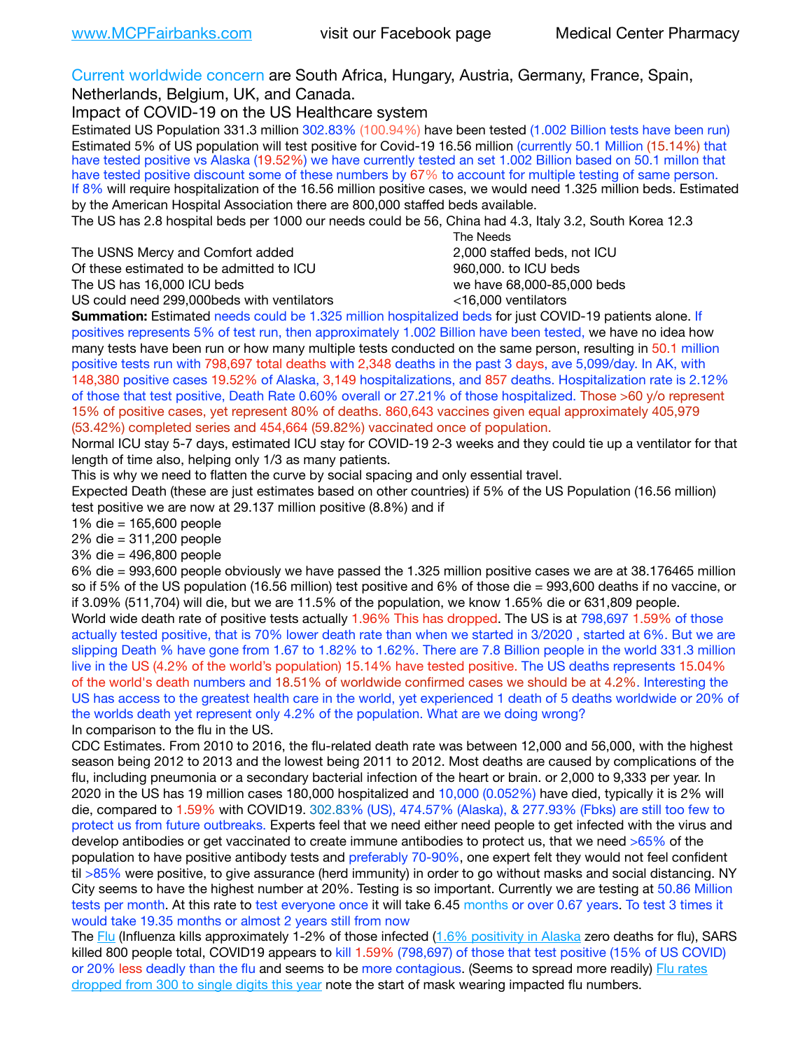www.MCPFairbanks.com visit our Facebook page Medical Center Pharmacy

Current worldwide concern are South Africa, Hungary, Austria, Germany, France, Spain, Netherlands, Belgium, UK, and Canada.

Impact of COVID-19 on the US Healthcare system

Estimated US Population 331.3 million 302.83% (100.94%) have been tested (1.002 Billion tests have been run)
Estimated 5% of US population will test positive for Covid-19 16.56 million (currently 50.1 Million (15.14%) that have tested positive vs Alaska (19.52%) we have currently tested an set 1.002 Billion based on 50.1 millon that have tested positive discount some of these numbers by 67% to account for multiple testing of same person.
If 8% will require hospitalization of the 16.56 million positive cases, we would need 1.325 million beds. Estimated by the American Hospital Association there are 800,000 staffed beds available.
The US has 2.8 hospital beds per 1000 our needs could be 56, China had 4.3, Italy 3.2, South Korea 12.3

| | The Needs |
|---|---|
| The USNS Mercy and Comfort added | 2,000 staffed beds, not ICU |
| Of these estimated to be admitted to ICU | 960,000. to ICU beds |
| The US has 16,000 ICU beds | we have 68,000-85,000 beds |
| US could need 299,000beds with ventilators | <16,000 ventilators |

**Summation:** Estimated needs could be 1.325 million hospitalized beds for just COVID-19 patients alone. If positives represents 5% of test run, then approximately 1.002 Billion have been tested, we have no idea how many tests have been run or how many multiple tests conducted on the same person, resulting in 50.1 million positive tests run with 798,697 total deaths with 2,348 deaths in the past 3 days, ave 5,099/day. In AK, with 148,380 positive cases 19.52% of Alaska, 3,149 hospitalizations, and 857 deaths. Hospitalization rate is 2.12% of those that test positive, Death Rate 0.60% overall or 27.21% of those hospitalized. Those >60 y/o represent 15% of positive cases, yet represent 80% of deaths. 860,643 vaccines given equal approximately 405,979 (53.42%) completed series and 454,664 (59.82%) vaccinated once of population.

Normal ICU stay 5-7 days, estimated ICU stay for COVID-19 2-3 weeks and they could tie up a ventilator for that length of time also, helping only 1/3 as many patients.

This is why we need to flatten the curve by social spacing and only essential travel.

Expected Death (these are just estimates based on other countries) if 5% of the US Population (16.56 million) test positive we are now at 29.137 million positive (8.8%) and if

1% die = 165,600 people
2% die = 311,200 people
3% die = 496,800 people
6% die = 993,600 people obviously we have passed the 1.325 million positive cases we are at 38.176465 million so if 5% of the US population (16.56 million) test positive and 6% of those die = 993,600 deaths if no vaccine, or if 3.09% (511,704) will die, but we are 11.5% of the population, we know 1.65% die or 631,809 people.

World wide death rate of positive tests actually 1.96% This has dropped. The US is at 798,697 1.59% of those actually tested positive, that is 70% lower death rate than when we started in 3/2020 , started at 6%. But we are slipping Death % have gone from 1.67 to 1.82% to 1.62%. There are 7.8 Billion people in the world 331.3 million live in the US (4.2% of the world's population) 15.14% have tested positive. The US deaths represents 15.04% of the world's death numbers and 18.51% of worldwide confirmed cases we should be at 4.2%. Interesting the US has access to the greatest health care in the world, yet experienced 1 death of 5 deaths worldwide or 20% of the worlds death yet represent only 4.2% of the population. What are we doing wrong?

In comparison to the flu in the US.

CDC Estimates. From 2010 to 2016, the flu-related death rate was between 12,000 and 56,000, with the highest season being 2012 to 2013 and the lowest being 2011 to 2012. Most deaths are caused by complications of the flu, including pneumonia or a secondary bacterial infection of the heart or brain. or 2,000 to 9,333 per year. In 2020 in the US has 19 million cases 180,000 hospitalized and 10,000 (0.052%) have died, typically it is 2% will die, compared to 1.59% with COVID19. 302.83% (US), 474.57% (Alaska), & 277.93% (Fbks) are still too few to protect us from future outbreaks. Experts feel that we need either need people to get infected with the virus and develop antibodies or get vaccinated to create immune antibodies to protect us, that we need >65% of the population to have positive antibody tests and preferably 70-90%, one expert felt they would not feel confident til >85% were positive, to give assurance (herd immunity) in order to go without masks and social distancing. NY City seems to have the highest number at 20%. Testing is so important. Currently we are testing at 50.86 Million tests per month. At this rate to test everyone once it will take 6.45 months or over 0.67 years. To test 3 times it would take 19.35 months or almost 2 years still from now

The Flu (Influenza kills approximately 1-2% of those infected (1.6% positivity in Alaska zero deaths for flu), SARS killed 800 people total, COVID19 appears to kill 1.59% (798,697) of those that test positive (15% of US COVID) or 20% less deadly than the flu and seems to be more contagious. (Seems to spread more readily) Flu rates dropped from 300 to single digits this year note the start of mask wearing impacted flu numbers.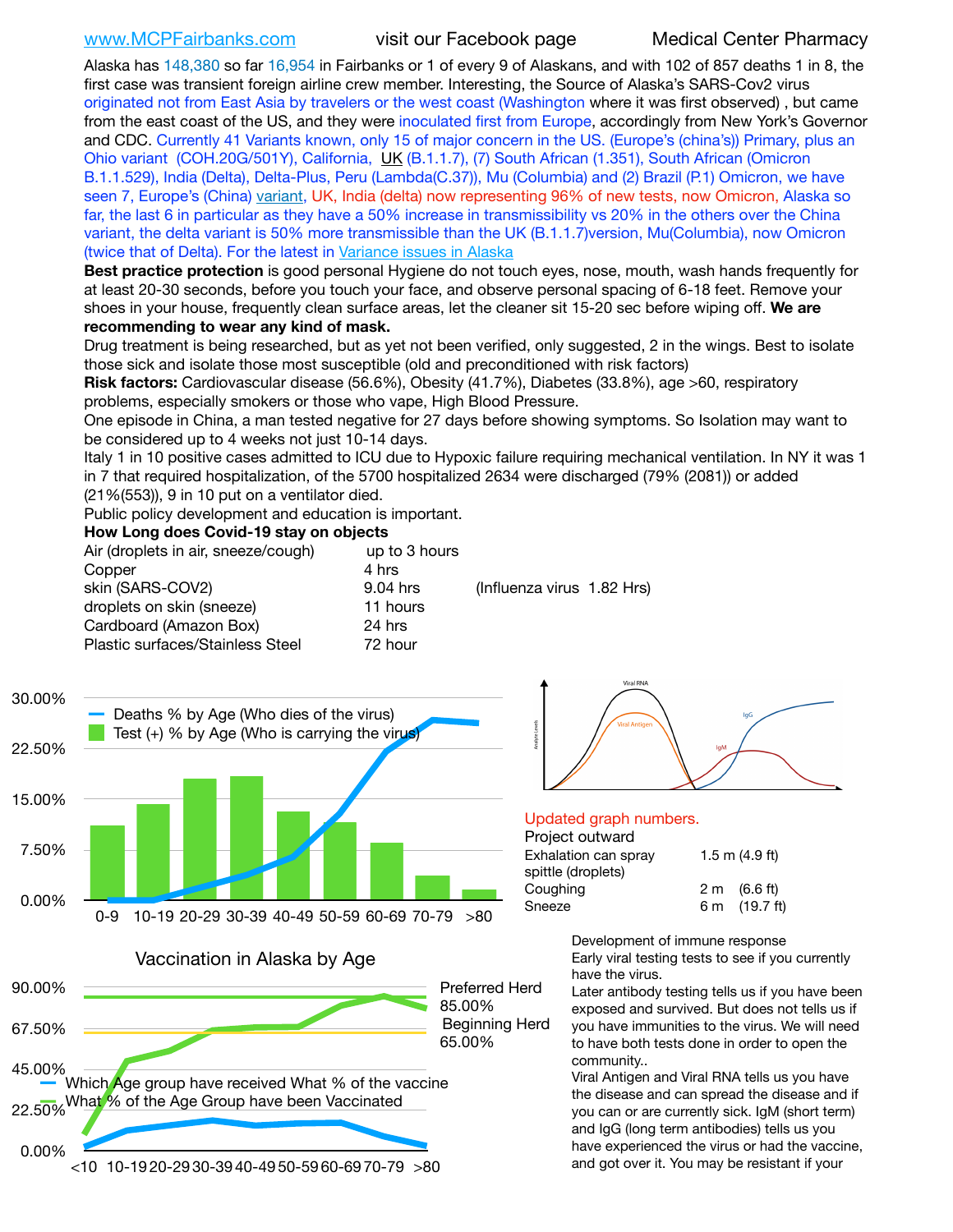www.MCPFairbanks.com visit our Facebook page Medical Center Pharmacy

Alaska has 148,380 so far 16,954 in Fairbanks or 1 of every 9 of Alaskans, and with 102 of 857 deaths 1 in 8, the first case was transient foreign airline crew member. Interesting, the Source of Alaska's SARS-Cov2 virus originated not from East Asia by travelers or the west coast (Washington where it was first observed) , but came from the east coast of the US, and they were inoculated first from Europe, accordingly from New York's Governor and CDC. Currently 41 Variants known, only 15 of major concern in the US. (Europe's (china's)) Primary, plus an Ohio variant (COH.20G/501Y), California, UK (B.1.1.7), (7) South African (1.351), South African (Omicron B.1.1.529), India (Delta), Delta-Plus, Peru (Lambda(C.37)), Mu (Columbia) and (2) Brazil (P.1) Omicron, we have seen 7, Europe's (China) variant, UK, India (delta) now representing 96% of new tests, now Omicron, Alaska so far, the last 6 in particular as they have a 50% increase in transmissibility vs 20% in the others over the China variant, the delta variant is 50% more transmissible than the UK (B.1.1.7)version, Mu(Columbia), now Omicron (twice that of Delta). For the latest in Variance issues in Alaska

**Best practice protection** is good personal Hygiene do not touch eyes, nose, mouth, wash hands frequently for at least 20-30 seconds, before you touch your face, and observe personal spacing of 6-18 feet. Remove your shoes in your house, frequently clean surface areas, let the cleaner sit 15-20 sec before wiping off. **We are recommending to wear any kind of mask.**

Drug treatment is being researched, but as yet not been verified, only suggested, 2 in the wings. Best to isolate those sick and isolate those most susceptible (old and preconditioned with risk factors)

**Risk factors:** Cardiovascular disease (56.6%), Obesity (41.7%), Diabetes (33.8%), age >60, respiratory problems, especially smokers or those who vape, High Blood Pressure.

One episode in China, a man tested negative for 27 days before showing symptoms. So Isolation may want to be considered up to 4 weeks not just 10-14 days.

Italy 1 in 10 positive cases admitted to ICU due to Hypoxic failure requiring mechanical ventilation. In NY it was 1 in 7 that required hospitalization, of the 5700 hospitalized 2634 were discharged (79% (2081)) or added (21%(553)), 9 in 10 put on a ventilator died.

Public policy development and education is important.

**How Long does Covid-19 stay on objects**

| | | |
|---|---|---|
| Air (droplets in air, sneeze/cough) | up to 3 hours | |
| Copper | 4 hrs | |
| skin (SARS-COV2) | 9.04 hrs | (Influenza virus 1.82 Hrs) |
| droplets on skin (sneeze) | 11 hours | |
| Cardboard (Amazon Box) | 24 hrs | |
| Plastic surfaces/Stainless Steel | 72 hour | |

Updated graph numbers.

Project outward

| | |
|---|---|
| Exhalation can spray spittle (droplets) | 1.5 m (4.9 ft) |
| Coughing | 2 m (6.6 ft) |
| Sneeze | 6 m (19.7 ft) |

Development of immune response

Early viral testing tests to see if you currently have the virus.

Later antibody testing tells us if you have been exposed and survived. But does not tells us if you have immunities to the virus. We will need to have both tests done in order to open the community..

Viral Antigen and Viral RNA tells us you have the disease and can spread the disease and if you can or are currently sick. IgM (short term) and IgG (long term antibodies) tells us you have experienced the virus or had the vaccine, and got over it. You may be resistant if your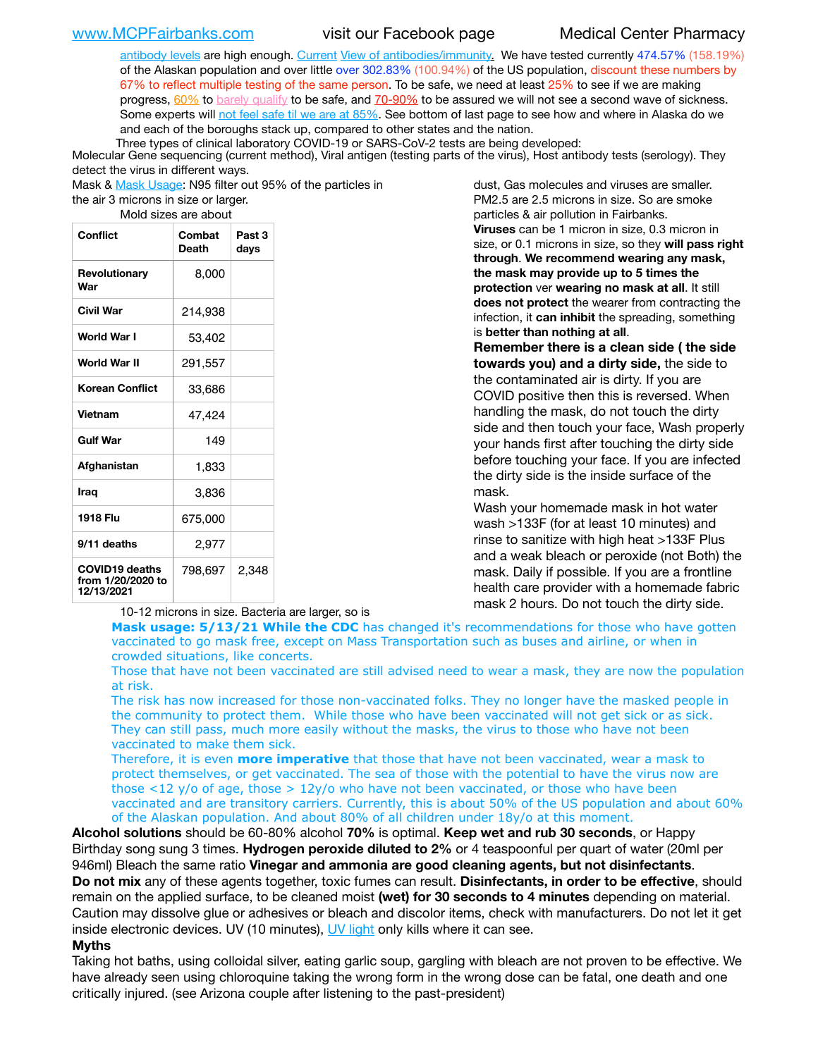antibody levels are high enough. Current View of antibodies/immunity. We have tested currently 474.57% (158.19%) of the Alaskan population and over little over 302.83% (100.94%) of the US population, discount these numbers by 67% to reflect multiple testing of the same person. To be safe, we need at least 25% to see if we are making progress, 60% to barely qualify to be safe, and 70-90% to be assured we will not see a second wave of sickness. Some experts will not feel safe til we are at 85%. See bottom of last page to see how and where in Alaska do we and each of the boroughs stack up, compared to other states and the nation.

Three types of clinical laboratory COVID-19 or SARS-CoV-2 tests are being developed:
Molecular Gene sequencing (current method), Viral antigen (testing parts of the virus), Host antibody tests (serology). They detect the virus in different ways.

Mask & Mask Usage: N95 filter out 95% of the particles in the air 3 microns in size or larger.
Mold sizes are about 10-12 microns in size. Bacteria are larger, so is dust, Gas molecules and viruses are smaller. PM2.5 are 2.5 microns in size. So are smoke particles & air pollution in Fairbanks.

| Conflict | Combat Death | Past 3 days |
|---|---|---|
| Revolutionary War | 8,000 | |
| Civil War | 214,938 | |
| World War I | 53,402 | |
| World War II | 291,557 | |
| Korean Conflict | 33,686 | |
| Vietnam | 47,424 | |
| Gulf War | 149 | |
| Afghanistan | 1,833 | |
| Iraq | 3,836 | |
| 1918 Flu | 675,000 | |
| 9/11 deaths | 2,977 | |
| COVID19 deaths from 1/20/2020 to 12/13/2021 | 798,697 | 2,348 |

**Viruses** can be 1 micron in size, 0.3 micron in size, or 0.1 microns in size, so they **will pass right through**. **We recommend wearing any mask, the mask may provide up to 5 times the protection** ver **wearing no mask at all**. It still **does not protect** the wearer from contracting the infection, it **can inhibit** the spreading, something is **better than nothing at all**.

**Remember there is a clean side ( the side towards you) and a dirty side,** the side to the contaminated air is dirty. If you are COVID positive then this is reversed. When handling the mask, do not touch the dirty side and then touch your face, Wash properly your hands first after touching the dirty side before touching your face. If you are infected the dirty side is the inside surface of the mask.

Wash your homemade mask in hot water wash >133F (for at least 10 minutes) and rinse to sanitize with high heat >133F Plus and a weak bleach or peroxide (not Both) the mask. Daily if possible. If you are a frontline health care provider with a homemade fabric mask 2 hours. Do not touch the dirty side.

**Mask usage: 5/13/21 While the CDC** has changed it's recommendations for those who have gotten vaccinated to go mask free, except on Mass Transportation such as buses and airline, or when in crowded situations, like concerts.
Those that have not been vaccinated are still advised need to wear a mask, they are now the population at risk.
The risk has now increased for those non-vaccinated folks. They no longer have the masked people in the community to protect them. While those who have been vaccinated will not get sick or as sick. They can still pass, much more easily without the masks, the virus to those who have not been vaccinated to make them sick.
Therefore, it is even **more imperative** that those that have not been vaccinated, wear a mask to protect themselves, or get vaccinated. The sea of those with the potential to have the virus now are those <12 y/o of age, those > 12y/o who have not been vaccinated, or those who have been vaccinated and are transitory carriers. Currently, this is about 50% of the US population and about 60% of the Alaskan population. And about 80% of all children under 18y/o at this moment.

**Alcohol solutions** should be 60-80% alcohol **70%** is optimal. **Keep wet and rub 30 seconds**, or Happy Birthday song sung 3 times. **Hydrogen peroxide diluted to 2%** or 4 teaspoonful per quart of water (20ml per 946ml) Bleach the same ratio **Vinegar and ammonia are good cleaning agents, but not disinfectants**.
**Do not mix** any of these agents together, toxic fumes can result. **Disinfectants, in order to be effective**, should remain on the applied surface, to be cleaned moist **(wet) for 30 seconds to 4 minutes** depending on material. Caution may dissolve glue or adhesives or bleach and discolor items, check with manufacturers. Do not let it get inside electronic devices. UV (10 minutes), UV light only kills where it can see.

**Myths**

Taking hot baths, using colloidal silver, eating garlic soup, gargling with bleach are not proven to be effective. We have already seen using chloroquine taking the wrong form in the wrong dose can be fatal, one death and one critically injured. (see Arizona couple after listening to the past-president)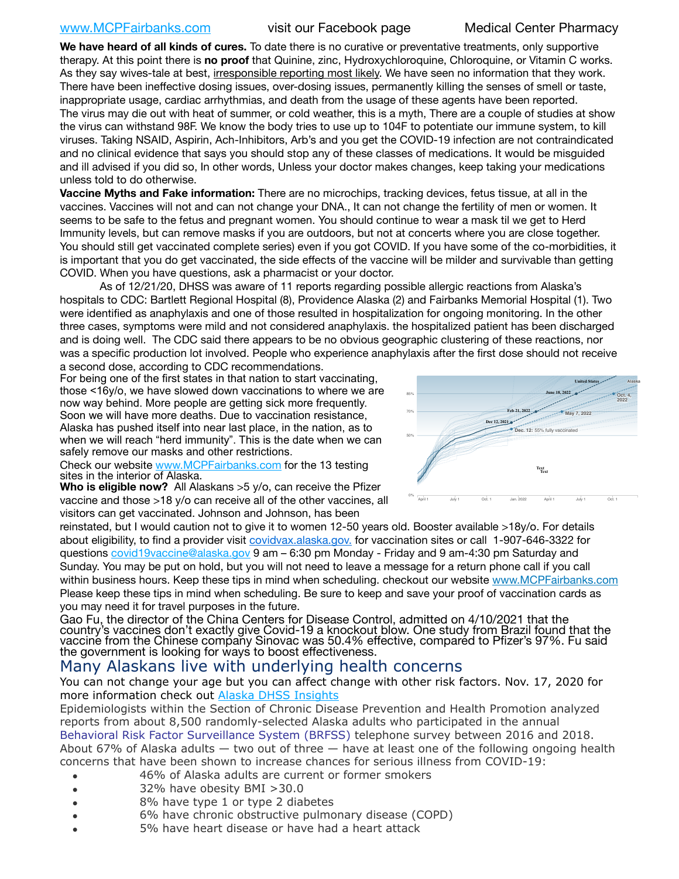[www.MCPFairbanks.com](http://www.MCPFairbanks.com) visit our Facebook page Medical Center Pharmacy

**We have heard of all kinds of cures.** To date there is no curative or preventative treatments, only supportive therapy. At this point there is **no proof** that Quinine, zinc, Hydroxychloroquine, Chloroquine, or Vitamin C works. As they say wives-tale at best, irresponsible reporting most likely. We have seen no information that they work. There have been ineffective dosing issues, over-dosing issues, permanently killing the senses of smell or taste, inappropriate usage, cardiac arrhythmias, and death from the usage of these agents have been reported. The virus may die out with heat of summer, or cold weather, this is a myth, There are a couple of studies at show the virus can withstand 98F. We know the body tries to use up to 104F to potentiate our immune system, to kill viruses. Taking NSAID, Aspirin, Ach-Inhibitors, Arb's and you get the COVID-19 infection are not contraindicated and no clinical evidence that says you should stop any of these classes of medications. It would be misguided and ill advised if you did so, In other words, Unless your doctor makes changes, keep taking your medications unless told to do otherwise.

**Vaccine Myths and Fake information:** There are no microchips, tracking devices, fetus tissue, at all in the vaccines. Vaccines will not and can not change your DNA., It can not change the fertility of men or women. It seems to be safe to the fetus and pregnant women. You should continue to wear a mask til we get to Herd Immunity levels, but can remove masks if you are outdoors, but not at concerts where you are close together. You should still get vaccinated complete series) even if you got COVID. If you have some of the co-morbidities, it is important that you do get vaccinated, the side effects of the vaccine will be milder and survivable than getting COVID. When you have questions, ask a pharmacist or your doctor.

As of 12/21/20, DHSS was aware of 11 reports regarding possible allergic reactions from Alaska's hospitals to CDC: Bartlett Regional Hospital (8), Providence Alaska (2) and Fairbanks Memorial Hospital (1). Two were identified as anaphylaxis and one of those resulted in hospitalization for ongoing monitoring. In the other three cases, symptoms were mild and not considered anaphylaxis. the hospitalized patient has been discharged and is doing well. The CDC said there appears to be no obvious geographic clustering of these reactions, nor was a specific production lot involved. People who experience anaphylaxis after the first dose should not receive a second dose, according to CDC recommendations.

For being one of the first states in that nation to start vaccinating, those <16y/o, we have slowed down vaccinations to where we are now way behind. More people are getting sick more frequently. Soon we will have more deaths. Due to vaccination resistance, Alaska has pushed itself into near last place, in the nation, as to when we will reach "herd immunity". This is the date when we can safely remove our masks and other restrictions.

Check our website [www.MCPFairbanks.com](http://www.MCPFairbanks.com) for the 13 testing sites in the interior of Alaska.

**Who is eligible now?** All Alaskans >5 y/o, can receive the Pfizer vaccine and those >18 y/o can receive all of the other vaccines, all visitors can get vaccinated. Johnson and Johnson, has been reinstated, but I would caution not to give it to women 12-50 years old. Booster available >18y/o. For details about eligibility, to find a provider visit covidvax.alaska.gov. for vaccination sites or call 1-907-646-3322 for questions covid19vaccine@alaska.gov 9 am – 6:30 pm Monday - Friday and 9 am-4:30 pm Saturday and Sunday. You may be put on hold, but you will not need to leave a message for a return phone call if you call within business hours. Keep these tips in mind when scheduling. checkout our website [www.MCPFairbanks.com](http://www.MCPFairbanks.com) Please keep these tips in mind when scheduling. Be sure to keep and save your proof of vaccination cards as you may need it for travel purposes in the future.

Gao Fu, the director of the China Centers for Disease Control, admitted on 4/10/2021 that the country's vaccines don't exactly give Covid-19 a knockout blow. One study from Brazil found that the vaccine from the Chinese company Sinovac was 50.4% effective, compared to Pfizer's 97%. Fu said the government is looking for ways to boost effectiveness.

## Many Alaskans live with underlying health concerns

You can not change your age but you can affect change with other risk factors. Nov. 17, 2020 for more information check out Alaska DHSS Insights

Epidemiologists within the Section of Chronic Disease Prevention and Health Promotion analyzed reports from about 8,500 randomly-selected Alaska adults who participated in the annual Behavioral Risk Factor Surveillance System (BRFSS) telephone survey between 2016 and 2018. About 67% of Alaska adults — two out of three — have at least one of the following ongoing health concerns that have been shown to increase chances for serious illness from COVID-19:

- 46% of Alaska adults are current or former smokers
- 32% have obesity BMI >30.0
- 8% have type 1 or type 2 diabetes
- 6% have chronic obstructive pulmonary disease (COPD)
- 5% have heart disease or have had a heart attack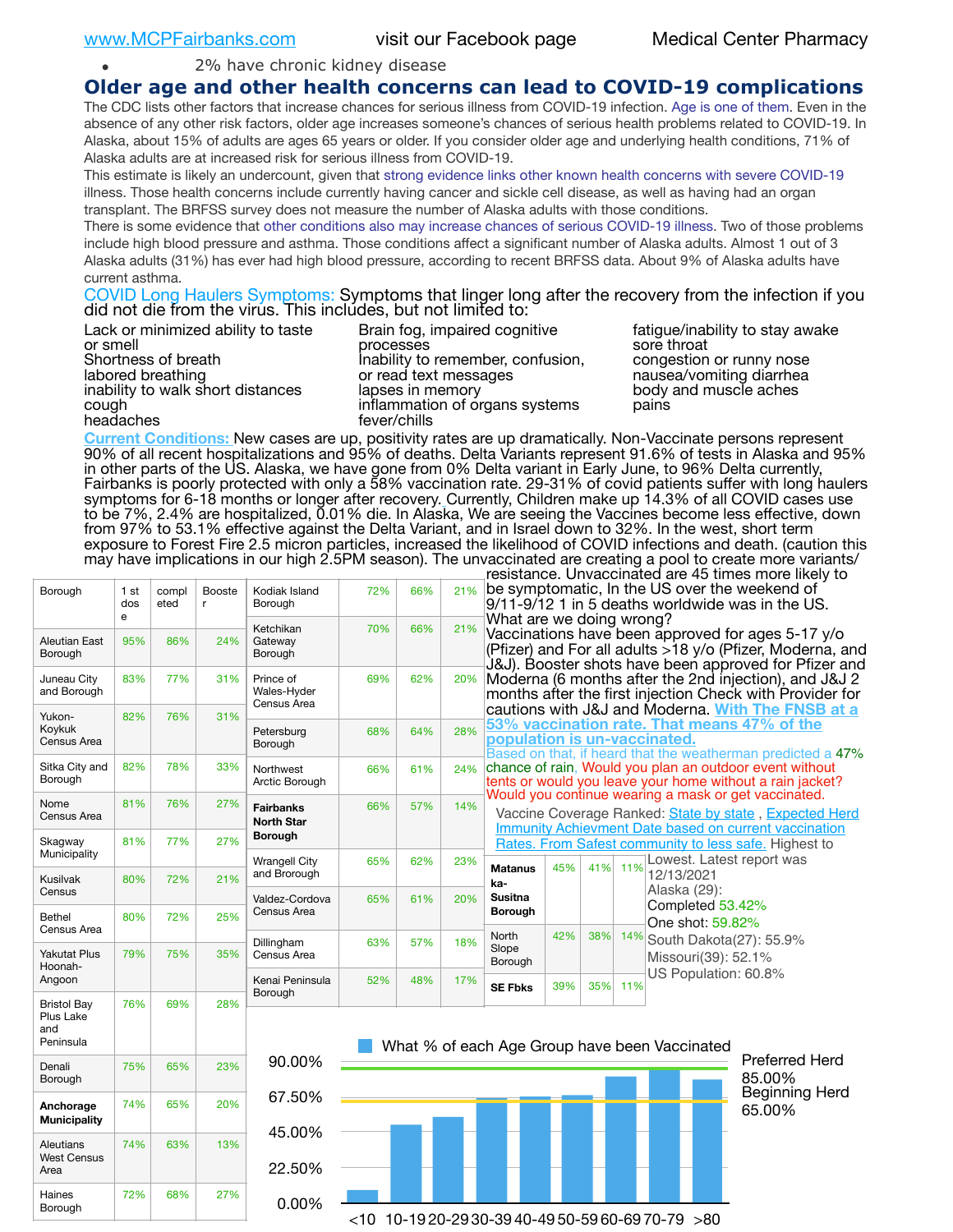www.MCPFairbanks.com visit our Facebook page Medical Center Pharmacy

- 2% have chronic kidney disease

## Older age and other health concerns can lead to COVID-19 complications

The CDC lists other factors that increase chances for serious illness from COVID-19 infection. Age is one of them. Even in the absence of any other risk factors, older age increases someone's chances of serious health problems related to COVID-19. In Alaska, about 15% of adults are ages 65 years or older. If you consider older age and underlying health conditions, 71% of Alaska adults are at increased risk for serious illness from COVID-19.

This estimate is likely an undercount, given that strong evidence links other known health concerns with severe COVID-19 illness. Those health concerns include currently having cancer and sickle cell disease, as well as having had an organ transplant. The BRFSS survey does not measure the number of Alaska adults with those conditions.

There is some evidence that other conditions also may increase chances of serious COVID-19 illness. Two of those problems include high blood pressure and asthma. Those conditions affect a significant number of Alaska adults. Almost 1 out of 3 Alaska adults (31%) has ever had high blood pressure, according to recent BRFSS data. About 9% of Alaska adults have current asthma.

COVID Long Haulers Symptoms: Symptoms that linger long after the recovery from the infection if you did not die from the virus. This includes, but not limited to:

Lack or minimized ability to taste or smell
Shortness of breath
labored breathing
inability to walk short distances
cough
headaches
Brain fog, impaired cognitive processes
Inability to remember, confusion, or read text messages
lapses in memory
inflammation of organs systems
fever/chills
fatigue/inability to stay awake
sore throat
congestion or runny nose
nausea/vomiting diarrhea
body and muscle aches
pains

**Current Conditions:** New cases are up, positivity rates are up dramatically. Non-Vaccinate persons represent 90% of all recent hospitalizations and 95% of deaths. Delta Variants represent 91.6% of tests in Alaska and 95% in other parts of the US. Alaska, we have gone from 0% Delta variant in Early June, to 96% Delta currently, Fairbanks is poorly protected with only a 58% vaccination rate. 29-31% of covid patients suffer with long haulers symptoms for 6-18 months or longer after recovery. Currently, Children make up 14.3% of all COVID cases use to be 7%, 2.4% are hospitalized, 0.01% die. In Alaska, We are seeing the Vaccines become less effective, down from 97% to 53.1% effective against the Delta Variant, and in Israel down to 32%. In the west, short term exposure to Forest Fire 2.5 micron particles, increased the likelihood of COVID infections and death. (caution this may have implications in our high 2.5PM season). The unvaccinated are creating a pool to create more variants/ resistance. Unvaccinated are 45 times more likely to be symptomatic, In the US over the weekend of 9/11-9/12 1 in 5 deaths worldwide was in the US.

What are we doing wrong?

Vaccinations have been approved for ages 5-17 y/o (Pfizer) and For all adults >18 y/o (Pfizer, Moderna, and J&J). Booster shots have been approved for Pfizer and Moderna (6 months after the 2nd injection), and J&J 2 months after the first injection Check with Provider for cautions with J&J and Moderna. **With The FNSB at a 53% vaccination rate. That means 47% of the population is un-vaccinated.**

Based on that, if heard that the weatherman predicted a 47% chance of rain, Would you plan an outdoor event without tents or would you leave your home without a rain jacket? Would you continue wearing a mask or get vaccinated.

Vaccine Coverage Ranked: State by state, Expected Herd Immunity Achievment Date based on current vaccination Rates. From Safest community to less safe. Highest to Lowest. Latest report was 12/13/2021

| Borough | 1 st dose | completed | Booster |
|---|---|---|---|
| Aleutian East Borough | 95% | 86% | 24% |
| Juneau City and Borough | 83% | 77% | 31% |
| Yukon-Koykuk Census Area | 82% | 76% | 31% |
| Sitka City and Borough | 82% | 78% | 33% |
| Nome Census Area | 81% | 76% | 27% |
| Skagway Municipality | 81% | 77% | 27% |
| Kusilvak Census | 80% | 72% | 21% |
| Bethel Census Area | 80% | 72% | 25% |
| Yakutat Plus Hoonah-Angoon | 79% | 75% | 35% |
| Bristol Bay Plus Lake and Peninsula | 76% | 69% | 28% |
| Denali Borough | 75% | 65% | 23% |
| **Anchorage Municipality** | 74% | 65% | 20% |
| Aleutians West Census Area | 74% | 63% | 13% |
| Haines Borough | 72% | 68% | 27% |
| Kodiak Island Borough | 72% | 66% | 21% |
| Ketchikan Gateway Borough | 70% | 66% | 21% |
| Prince of Wales-Hyder Census Area | 69% | 62% | 20% |
| Petersburg Borough | 68% | 64% | 28% |
| Northwest Arctic Borough | 66% | 61% | 24% |
| **Fairbanks North Star Borough** | 66% | 57% | 14% |
| Wrangell City and Brorough | 65% | 62% | 23% |
| Valdez-Cordova Census Area | 65% | 61% | 20% |
| Dillingham Census Area | 63% | 57% | 18% |
| Kenai Peninsula Borough | 52% | 48% | 17% |
| **Matanuska-Susitna Borough** | 45% | 41% | 11% |
| North Slope Borough | 42% | 38% | 14% |
| **SE Fbks** | 39% | 35% | 11% |

Alaska (29):
Completed 53.42%
One shot: 59.82%
South Dakota(27): 55.9%
Missouri(39): 52.1%
US Population: 60.8%

What % of each Age Group have been Vaccinated
90.00%
67.50%
45.00%
22.50%
0.00%
<10 10-19 20-29 30-39 40-49 50-59 60-69 70-79 >80
Preferred Herd 85.00%
Beginning Herd 65.00%